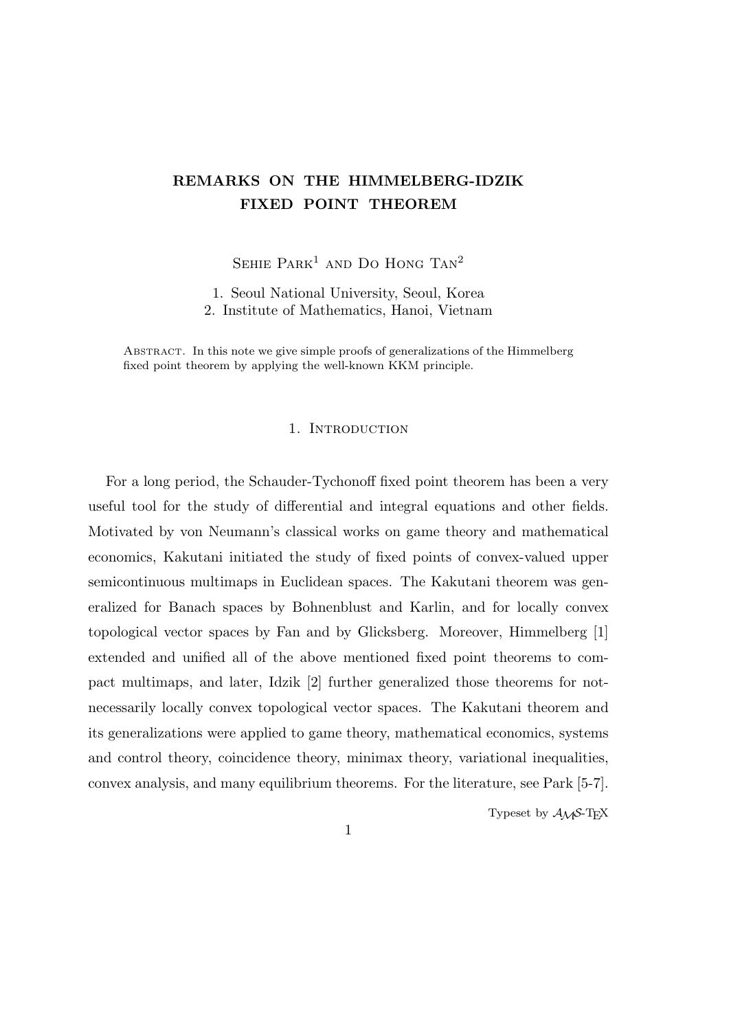# REMARKS ON THE HIMMELBERG-IDZIK FIXED POINT THEOREM

Sehie Park[1] and Do Hong Tan[2]

1. Seoul National University, Seoul, Korea
2. Institute of Mathematics, Hanoi, Vietnam

Abstract. In this note we give simple proofs of generalizations of the Himmelberg fixed point theorem by applying the well-known KKM principle.

## 1. Introduction

For a long period, the Schauder-Tychonoff fixed point theorem has been a very useful tool for the study of differential and integral equations and other fields. Motivated by von Neumann's classical works on game theory and mathematical economics, Kakutani initiated the study of fixed points of convex-valued upper semicontinuous multimaps in Euclidean spaces. The Kakutani theorem was generalized for Banach spaces by Bohnenblust and Karlin, and for locally convex topological vector spaces by Fan and by Glicksberg. Moreover, Himmelberg [1] extended and unified all of the above mentioned fixed point theorems to compact multimaps, and later, Idzik [2] further generalized those theorems for not-necessarily locally convex topological vector spaces. The Kakutani theorem and its generalizations were applied to game theory, mathematical economics, systems and control theory, coincidence theory, minimax theory, variational inequalities, convex analysis, and many equilibrium theorems. For the literature, see Park [5-7].

Typeset by $\mathcal{A}\mathcal{M}\mathcal{S}$-TEX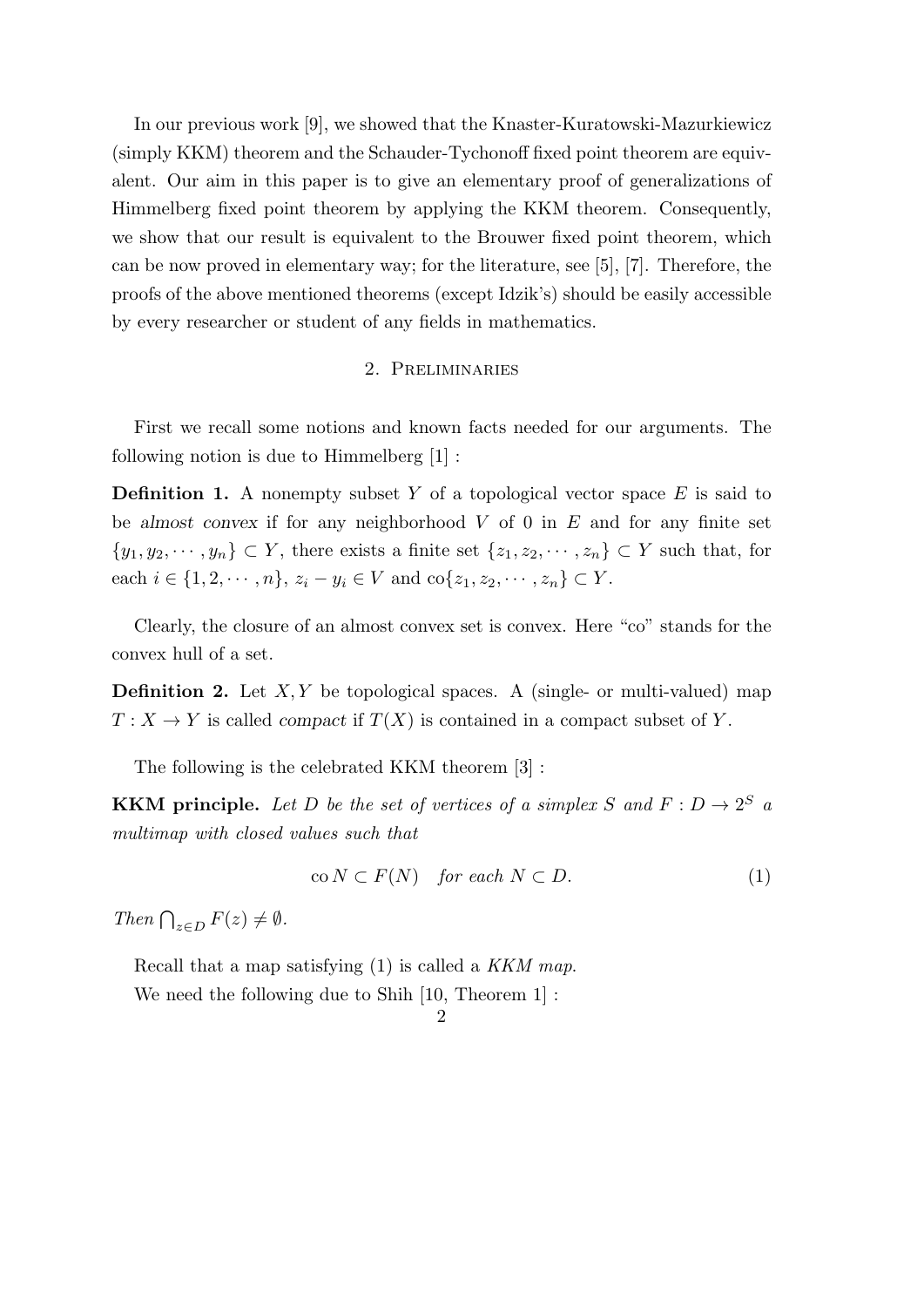In our previous work [9], we showed that the Knaster-Kuratowski-Mazurkiewicz (simply KKM) theorem and the Schauder-Tychonoff fixed point theorem are equivalent. Our aim in this paper is to give an elementary proof of generalizations of Himmelberg fixed point theorem by applying the KKM theorem. Consequently, we show that our result is equivalent to the Brouwer fixed point theorem, which can be now proved in elementary way; for the literature, see [5], [7]. Therefore, the proofs of the above mentioned theorems (except Idzik's) should be easily accessible by every researcher or student of any fields in mathematics.

## 2. Preliminaries

First we recall some notions and known facts needed for our arguments. The following notion is due to Himmelberg [1] :

**Definition 1.** A nonempty subset $Y$ of a topological vector space $E$ is said to be *almost convex* if for any neighborhood $V$ of $0$ in $E$ and for any finite set $\{y_1, y_2, \cdots, y_n\} \subset Y$, there exists a finite set $\{z_1, z_2, \cdots, z_n\} \subset Y$ such that, for each $i \in \{1, 2, \cdots, n\}$, $z_i - y_i \in V$ and $\operatorname{co}\{z_1, z_2, \cdots, z_n\} \subset Y$.

Clearly, the closure of an almost convex set is convex. Here "co" stands for the convex hull of a set.

**Definition 2.** Let $X, Y$ be topological spaces. A (single- or multi-valued) map $T : X \to Y$ is called *compact* if $T(X)$ is contained in a compact subset of $Y$.

The following is the celebrated KKM theorem [3] :

**KKM principle.** *Let $D$ be the set of vertices of a simplex $S$ and $F : D \to 2^S$ a multimap with closed values such that*

$$\operatorname{co} N \subset F(N) \quad \textit{for each } N \subset D. \tag{1}$$

*Then* $\bigcap_{z \in D} F(z) \neq \emptyset$.

Recall that a map satisfying (1) is called a *KKM map*.

We need the following due to Shih [10, Theorem 1] :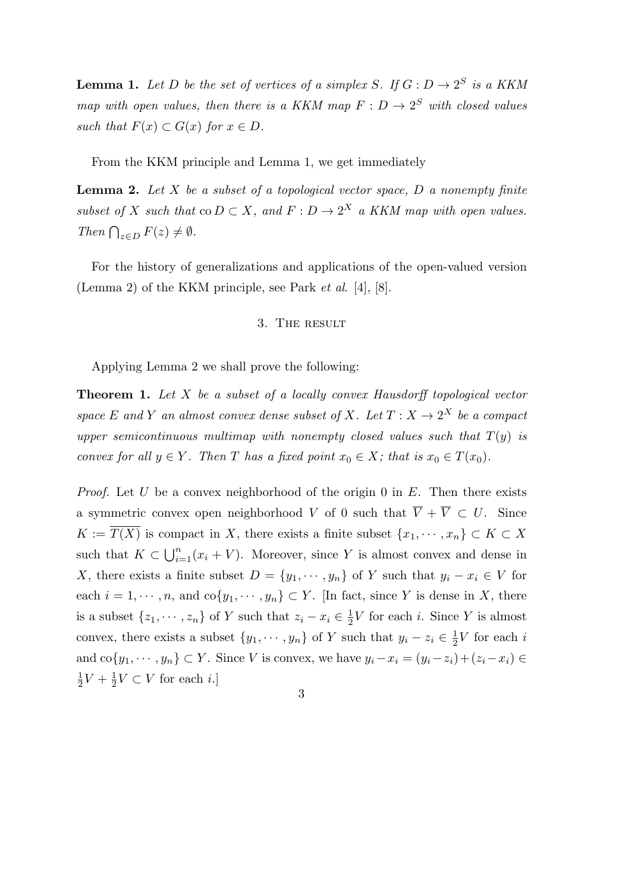**Lemma 1.** *Let $D$ be the set of vertices of a simplex $S$. If $G : D \to 2^S$ is a KKM map with open values, then there is a KKM map $F : D \to 2^S$ with closed values such that $F(x) \subset G(x)$ for $x \in D$.*

From the KKM principle and Lemma 1, we get immediately

**Lemma 2.** *Let $X$ be a subset of a topological vector space, $D$ a nonempty finite subset of $X$ such that $\operatorname{co} D \subset X$, and $F : D \to 2^X$ a KKM map with open values. Then $\bigcap_{z \in D} F(z) \neq \emptyset$.*

For the history of generalizations and applications of the open-valued version (Lemma 2) of the KKM principle, see Park *et al.* [4], [8].

## 3. The result

Applying Lemma 2 we shall prove the following:

**Theorem 1.** *Let $X$ be a subset of a locally convex Hausdorff topological vector space $E$ and $Y$ an almost convex dense subset of $X$. Let $T : X \to 2^X$ be a compact upper semicontinuous multimap with nonempty closed values such that $T(y)$ is convex for all $y \in Y$. Then $T$ has a fixed point $x_0 \in X$; that is $x_0 \in T(x_0)$.*

*Proof.* Let $U$ be a convex neighborhood of the origin 0 in $E$. Then there exists a symmetric convex open neighborhood $V$ of 0 such that $\overline{V} + \overline{V} \subset U$. Since $K := \overline{T(X)}$ is compact in $X$, there exists a finite subset $\{x_1, \cdots, x_n\} \subset K \subset X$ such that $K \subset \bigcup_{i=1}^{n}(x_i + V)$. Moreover, since $Y$ is almost convex and dense in $X$, there exists a finite subset $D = \{y_1, \cdots, y_n\}$ of $Y$ such that $y_i - x_i \in V$ for each $i = 1, \cdots, n$, and $\operatorname{co}\{y_1, \cdots, y_n\} \subset Y$. [In fact, since $Y$ is dense in $X$, there is a subset $\{z_1, \cdots, z_n\}$ of $Y$ such that $z_i - x_i \in \frac{1}{2}V$ for each $i$. Since $Y$ is almost convex, there exists a subset $\{y_1, \cdots, y_n\}$ of $Y$ such that $y_i - z_i \in \frac{1}{2}V$ for each $i$ and $\operatorname{co}\{y_1, \cdots, y_n\} \subset Y$. Since $V$ is convex, we have $y_i - x_i = (y_i - z_i) + (z_i - x_i) \in \frac{1}{2}V + \frac{1}{2}V \subset V$ for each $i$.]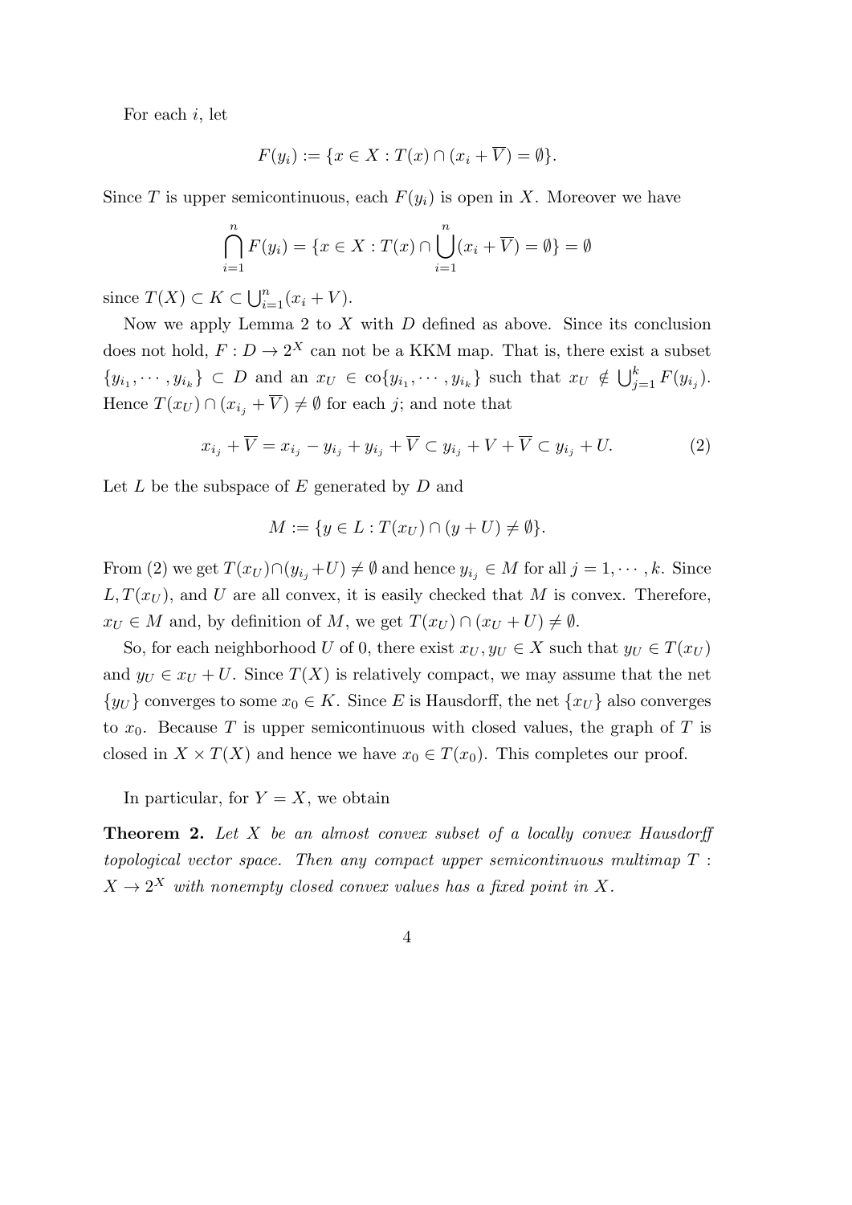For each $i$, let

$$F(y_i) := \{x \in X : T(x) \cap (x_i + \overline{V}) = \emptyset\}.$$

Since $T$ is upper semicontinuous, each $F(y_i)$ is open in $X$. Moreover we have

$$\bigcap_{i=1}^{n} F(y_i) = \{x \in X : T(x) \cap \bigcup_{i=1}^{n} (x_i + \overline{V}) = \emptyset\} = \emptyset$$

since $T(X) \subset K \subset \bigcup_{i=1}^{n} (x_i + V)$.

Now we apply Lemma 2 to $X$ with $D$ defined as above. Since its conclusion does not hold, $F : D \to 2^X$ can not be a KKM map. That is, there exist a subset $\{y_{i_1}, \cdots, y_{i_k}\} \subset D$ and an $x_U \in \mathrm{co}\{y_{i_1}, \cdots, y_{i_k}\}$ such that $x_U \notin \bigcup_{j=1}^{k} F(y_{i_j})$. Hence $T(x_U) \cap (x_{i_j} + \overline{V}) \neq \emptyset$ for each $j$; and note that

$$x_{i_j} + \overline{V} = x_{i_j} - y_{i_j} + y_{i_j} + \overline{V} \subset y_{i_j} + V + \overline{V} \subset y_{i_j} + U. \tag{2}$$

Let $L$ be the subspace of $E$ generated by $D$ and

$$M := \{y \in L : T(x_U) \cap (y + U) \neq \emptyset\}.$$

From (2) we get $T(x_U) \cap (y_{i_j} + U) \neq \emptyset$ and hence $y_{i_j} \in M$ for all $j = 1, \cdots, k$. Since $L, T(x_U)$, and $U$ are all convex, it is easily checked that $M$ is convex. Therefore, $x_U \in M$ and, by definition of $M$, we get $T(x_U) \cap (x_U + U) \neq \emptyset$.

So, for each neighborhood $U$ of 0, there exist $x_U, y_U \in X$ such that $y_U \in T(x_U)$ and $y_U \in x_U + U$. Since $T(X)$ is relatively compact, we may assume that the net $\{y_U\}$ converges to some $x_0 \in K$. Since $E$ is Hausdorff, the net $\{x_U\}$ also converges to $x_0$. Because $T$ is upper semicontinuous with closed values, the graph of $T$ is closed in $X \times T(X)$ and hence we have $x_0 \in T(x_0)$. This completes our proof.

In particular, for $Y = X$, we obtain

**Theorem 2.** *Let $X$ be an almost convex subset of a locally convex Hausdorff topological vector space. Then any compact upper semicontinuous multimap $T : X \to 2^X$ with nonempty closed convex values has a fixed point in $X$.*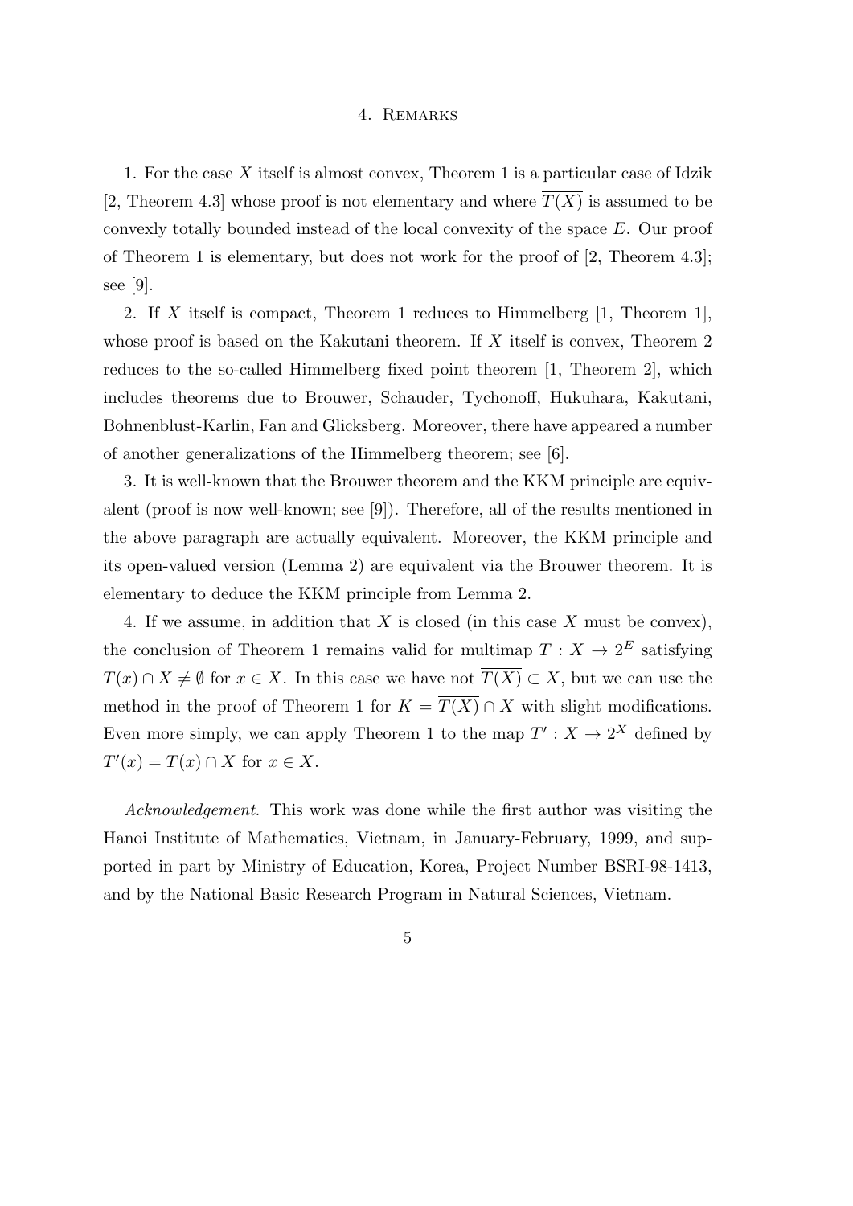## 4. Remarks

1. For the case $X$ itself is almost convex, Theorem 1 is a particular case of Idzik [2, Theorem 4.3] whose proof is not elementary and where $\overline{T(X)}$ is assumed to be convexly totally bounded instead of the local convexity of the space $E$. Our proof of Theorem 1 is elementary, but does not work for the proof of [2, Theorem 4.3]; see [9].

2. If $X$ itself is compact, Theorem 1 reduces to Himmelberg [1, Theorem 1], whose proof is based on the Kakutani theorem. If $X$ itself is convex, Theorem 2 reduces to the so-called Himmelberg fixed point theorem [1, Theorem 2], which includes theorems due to Brouwer, Schauder, Tychonoff, Hukuhara, Kakutani, Bohnenblust-Karlin, Fan and Glicksberg. Moreover, there have appeared a number of another generalizations of the Himmelberg theorem; see [6].

3. It is well-known that the Brouwer theorem and the KKM principle are equivalent (proof is now well-known; see [9]). Therefore, all of the results mentioned in the above paragraph are actually equivalent. Moreover, the KKM principle and its open-valued version (Lemma 2) are equivalent via the Brouwer theorem. It is elementary to deduce the KKM principle from Lemma 2.

4. If we assume, in addition that $X$ is closed (in this case $X$ must be convex), the conclusion of Theorem 1 remains valid for multimap $T : X \to 2^E$ satisfying $T(x) \cap X \neq \emptyset$ for $x \in X$. In this case we have not $\overline{T(X)} \subset X$, but we can use the method in the proof of Theorem 1 for $K = \overline{T(X)} \cap X$ with slight modifications. Even more simply, we can apply Theorem 1 to the map $T' : X \to 2^X$ defined by $T'(x) = T(x) \cap X$ for $x \in X$.

*Acknowledgement.* This work was done while the first author was visiting the Hanoi Institute of Mathematics, Vietnam, in January-February, 1999, and supported in part by Ministry of Education, Korea, Project Number BSRI-98-1413, and by the National Basic Research Program in Natural Sciences, Vietnam.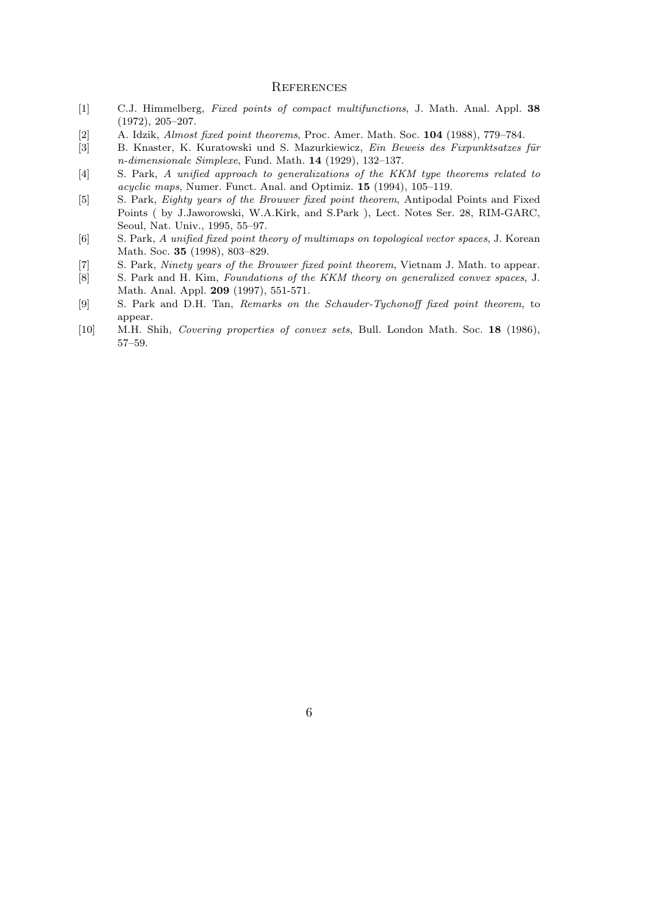## References

[1] C.J. Himmelberg, *Fixed points of compact multifunctions*, J. Math. Anal. Appl. **38** (1972), 205–207.

[2] A. Idzik, *Almost fixed point theorems*, Proc. Amer. Math. Soc. **104** (1988), 779–784.

[3] B. Knaster, K. Kuratowski und S. Mazurkiewicz, *Ein Beweis des Fixpunktsatzes für n-dimensionale Simplexe*, Fund. Math. **14** (1929), 132–137.

[4] S. Park, *A unified approach to generalizations of the KKM type theorems related to acyclic maps*, Numer. Funct. Anal. and Optimiz. **15** (1994), 105–119.

[5] S. Park, *Eighty years of the Brouwer fixed point theorem*, Antipodal Points and Fixed Points ( by J.Jaworowski, W.A.Kirk, and S.Park ), Lect. Notes Ser. 28, RIM-GARC, Seoul, Nat. Univ., 1995, 55–97.

[6] S. Park, *A unified fixed point theory of multimaps on topological vector spaces*, J. Korean Math. Soc. **35** (1998), 803–829.

[7] S. Park, *Ninety years of the Brouwer fixed point theorem*, Vietnam J. Math. to appear.

[8] S. Park and H. Kim, *Foundations of the KKM theory on generalized convex spaces*, J. Math. Anal. Appl. **209** (1997), 551-571.

[9] S. Park and D.H. Tan, *Remarks on the Schauder-Tychonoff fixed point theorem*, to appear.

[10] M.H. Shih, *Covering properties of convex sets*, Bull. London Math. Soc. **18** (1986), 57–59.